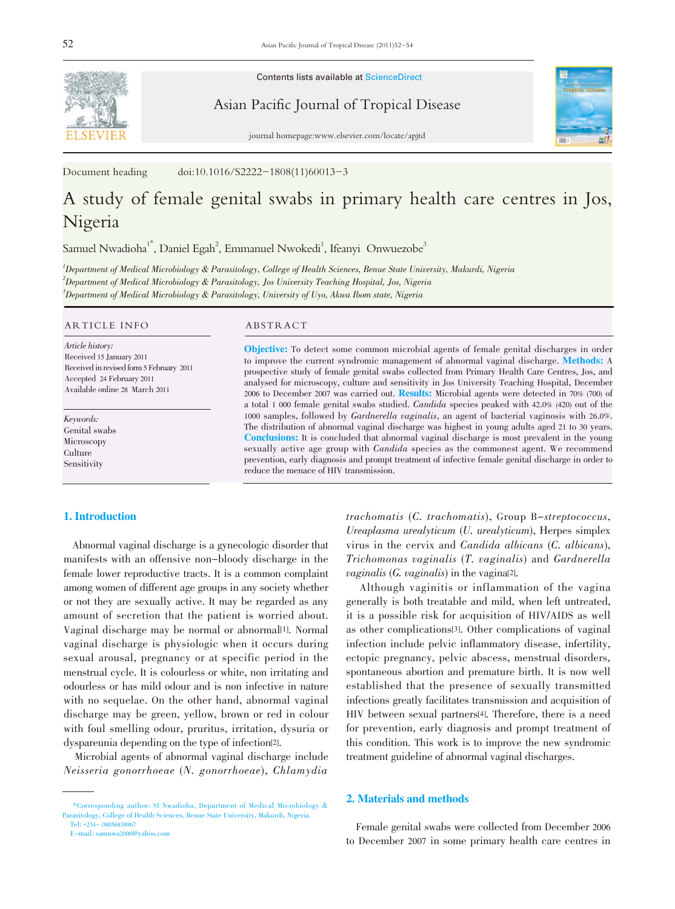Contents lists available at ScienceDirect

Asian Pacific Journal of Tropical Disease

journal homepage:www.elsevier.com/locate/apjtd

Document heading doi:10.1016/S2222-1808(11)60013-3

# A study of female genital swabs in primary health care centres in Jos, Nigeria

Samuel Nwadioha[1*], Daniel Egah[2], Emmanuel Nwokedi[1], Ifeanyi Onwuezobe[3]

[1]Department of Medical Microbiology & Parasitology, College of Health Sciences, Benue State University, Makurdi, Nigeria

[2]Department of Medical Microbiology & Parasitology, Jos University Teaching Hospital, Jos, Nigeria

[3]Department of Medical Microbiology & Parasitology, University of Uyo, Akwa Ibom state, Nigeria

## ARTICLE INFO

*Article history:*
Received 15 January 2011
Received in revised form 5 February 2011
Accepted 24 February 2011
Available online 28 March 2011

*Keywords:*
Genital swabs
Microscopy
Culture
Sensitivity

## ABSTRACT

**Objective:** To detect some common microbial agents of female genital discharges in order to improve the current syndromic management of abnormal vaginal discharge. **Methods:** A prospective study of female genital swabs collected from Primary Health Care Centres, Jos, and analysed for microscopy, culture and sensitivity in Jos University Teaching Hospital, December 2006 to December 2007 was carried out. **Results:** Microbial agents were detected in 70% (700) of a total 1 000 female genital swabs studied. *Candida* species peaked with 42.0% (420) out of the 1000 samples, followed by *Gardnerella vaginalis*, an agent of bacterial vaginosis with 26.0%. The distribution of abnormal vaginal discharge was highest in young adults aged 21 to 30 years. **Conclusions:** It is concluded that abnormal vaginal discharge is most prevalent in the young sexually active age group with *Candida* species as the commonest agent. We recommend prevention, early diagnosis and prompt treatment of infective female genital discharge in order to reduce the menace of HIV transmission.

## 1. Introduction

Abnormal vaginal discharge is a gynecologic disorder that manifests with an offensive non-bloody discharge in the female lower reproductive tracts. It is a common complaint among women of different age groups in any society whether or not they are sexually active. It may be regarded as any amount of secretion that the patient is worried about. Vaginal discharge may be normal or abnormal[1]. Normal vaginal discharge is physiologic when it occurs during sexual arousal, pregnancy or at specific period in the menstrual cycle. It is colourless or white, non irritating and odourless or has mild odour and is non infective in nature with no sequelae. On the other hand, abnormal vaginal discharge may be green, yellow, brown or red in colour with foul smelling odour, pruritus, irritation, dysuria or dyspareunia depending on the type of infection[2].

Microbial agents of abnormal vaginal discharge include *Neisseria gonorrhoeae* (*N. gonorrhoeae*), *Chlamydia trachomatis* (*C. trachomatis*), Group B-*streptococcus*, *Ureaplasma urealyticum* (*U. urealyticum*), Herpes simplex virus in the cervix and *Candida albicans* (*C. albicans*), *Trichomonas vaginalis* (*T. vaginalis*) and *Gardnerella vaginalis* (*G. vaginalis*) in the vagina[2].

Although vaginitis or inflammation of the vagina generally is both treatable and mild, when left untreated, it is a possible risk for acquisition of HIV/AIDS as well as other complications[3]. Other complications of vaginal infection include pelvic inflammatory disease, infertility, ectopic pregnancy, pelvic abscess, menstrual disorders, spontaneous abortion and premature birth. It is now well established that the presence of sexually transmitted infections greatly facilitates transmission and acquisition of HIV between sexual partners[4]. Therefore, there is a need for prevention, early diagnosis and prompt treatment of this condition. This work is to improve the new syndromic treatment guideline of abnormal vaginal discharges.

## 2. Materials and methods

Female genital swabs were collected from December 2006 to December 2007 in some primary health care centres in

*Corresponding author: SI Nwadioha, Department of Medical Microbiology & Parasitology, College of Health Sciences, Benue State University, Makurdi, Nigeria.
Tel: +234- 08056838967
E-mail: samnwa2000@yahoo.com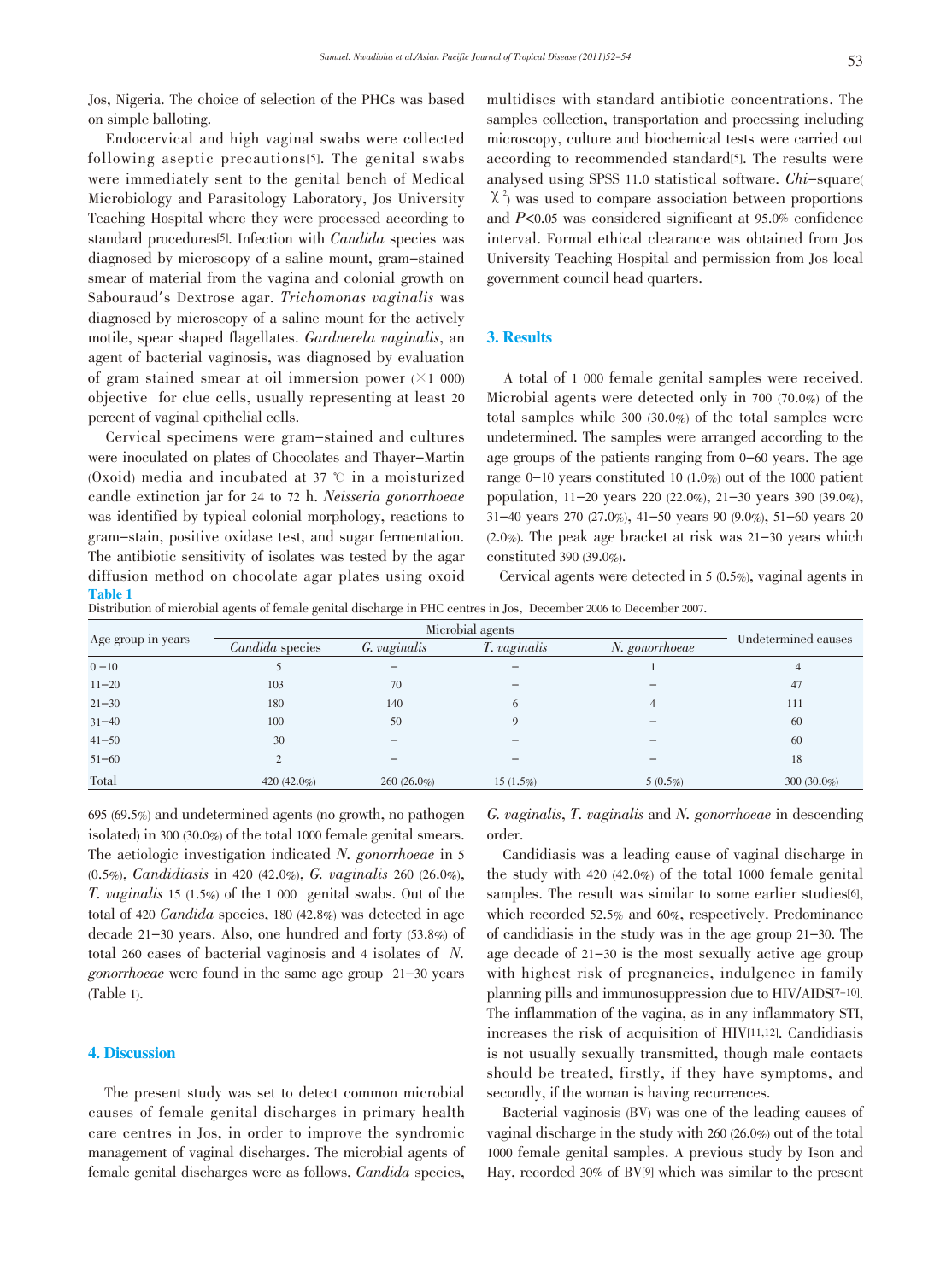Jos, Nigeria. The choice of selection of the PHCs was based on simple balloting.

Endocervical and high vaginal swabs were collected following aseptic precautions[5]. The genital swabs were immediately sent to the genital bench of Medical Microbiology and Parasitology Laboratory, Jos University Teaching Hospital where they were processed according to standard procedures[5]. Infection with *Candida* species was diagnosed by microscopy of a saline mount, gram-stained smear of material from the vagina and colonial growth on Sabouraud's Dextrose agar. *Trichomonas vaginalis* was diagnosed by microscopy of a saline mount for the actively motile, spear shaped flagellates. *Gardnerela vaginalis*, an agent of bacterial vaginosis, was diagnosed by evaluation of gram stained smear at oil immersion power (×1 000) objective for clue cells, usually representing at least 20 percent of vaginal epithelial cells.

Cervical specimens were gram-stained and cultures were inoculated on plates of Chocolates and Thayer-Martin (Oxoid) media and incubated at 37 ℃ in a moisturized candle extinction jar for 24 to 72 h. *Neisseria gonorrhoeae* was identified by typical colonial morphology, reactions to gram-stain, positive oxidase test, and sugar fermentation. The antibiotic sensitivity of isolates was tested by the agar diffusion method on chocolate agar plates using oxoid multidiscs with standard antibiotic concentrations. The samples collection, transportation and processing including microscopy, culture and biochemical tests were carried out according to recommended standard[5]. The results were analysed using SPSS 11.0 statistical software. *Chi*-square($\chi^2$) was used to compare association between proportions and $P<0.05$ was considered significant at 95.0% confidence interval. Formal ethical clearance was obtained from Jos University Teaching Hospital and permission from Jos local government council head quarters.

## 3. Results

A total of 1 000 female genital samples were received. Microbial agents were detected only in 700 (70.0%) of the total samples while 300 (30.0%) of the total samples were undetermined. The samples were arranged according to the age groups of the patients ranging from 0-60 years. The age range 0-10 years constituted 10 (1.0%) out of the 1000 patient population, 11-20 years 220 (22.0%), 21-30 years 390 (39.0%), 31-40 years 270 (27.0%), 41-50 years 90 (9.0%), 51-60 years 20 (2.0%). The peak age bracket at risk was 21-30 years which constituted 390 (39.0%).

Cervical agents were detected in 5 (0.5%), vaginal agents in 695 (69.5%) and undetermined agents (no growth, no pathogen isolated) in 300 (30.0%) of the total 1000 female genital smears. The aetiologic investigation indicated *N. gonorrhoeae* in 5 (0.5%), *Candidiasis* in 420 (42.0%), *G. vaginalis* 260 (26.0%), *T. vaginalis* 15 (1.5%) of the 1 000 genital swabs. Out of the total of 420 *Candida* species, 180 (42.8%) was detected in age decade 21-30 years. Also, one hundred and forty (53.8%) of total 260 cases of bacterial vaginosis and 4 isolates of *N. gonorrhoeae* were found in the same age group 21-30 years (Table 1).

**Table 1**
Distribution of microbial agents of female genital discharge in PHC centres in Jos, December 2006 to December 2007.

| Age group in years | Microbial agents | | | | Undetermined causes |
|---|---|---|---|---|---|
| | *Candida* species | *G. vaginalis* | *T. vaginalis* | *N. gonorrhoeae* | |
| 0 -10 | 5 | - | - | 1 | 4 |
| 11-20 | 103 | 70 | - | - | 47 |
| 21-30 | 180 | 140 | 6 | 4 | 111 |
| 31-40 | 100 | 50 | 9 | - | 60 |
| 41-50 | 30 | - | - | - | 60 |
| 51-60 | 2 | - | - | - | 18 |
| Total | 420 (42.0%) | 260 (26.0%) | 15 (1.5%) | 5 (0.5%) | 300 (30.0%) |

## 4. Discussion

The present study was set to detect common microbial causes of female genital discharges in primary health care centres in Jos, in order to improve the syndromic management of vaginal discharges. The microbial agents of female genital discharges were as follows, *Candida* species, *G. vaginalis*, *T. vaginalis* and *N. gonorrhoeae* in descending order.

Candidiasis was a leading cause of vaginal discharge in the study with 420 (42.0%) of the total 1000 female genital samples. The result was similar to some earlier studies[6], which recorded 52.5% and 60%, respectively. Predominance of candidiasis in the study was in the age group 21-30. The age decade of 21-30 is the most sexually active age group with highest risk of pregnancies, indulgence in family planning pills and immunosuppression due to HIV/AIDS[7-10]. The inflammation of the vagina, as in any inflammatory STI, increases the risk of acquisition of HIV[11,12]. Candidiasis is not usually sexually transmitted, though male contacts should be treated, firstly, if they have symptoms, and secondly, if the woman is having recurrences.

Bacterial vaginosis (BV) was one of the leading causes of vaginal discharge in the study with 260 (26.0%) out of the total 1000 female genital samples. A previous study by Ison and Hay, recorded 30% of BV[9] which was similar to the present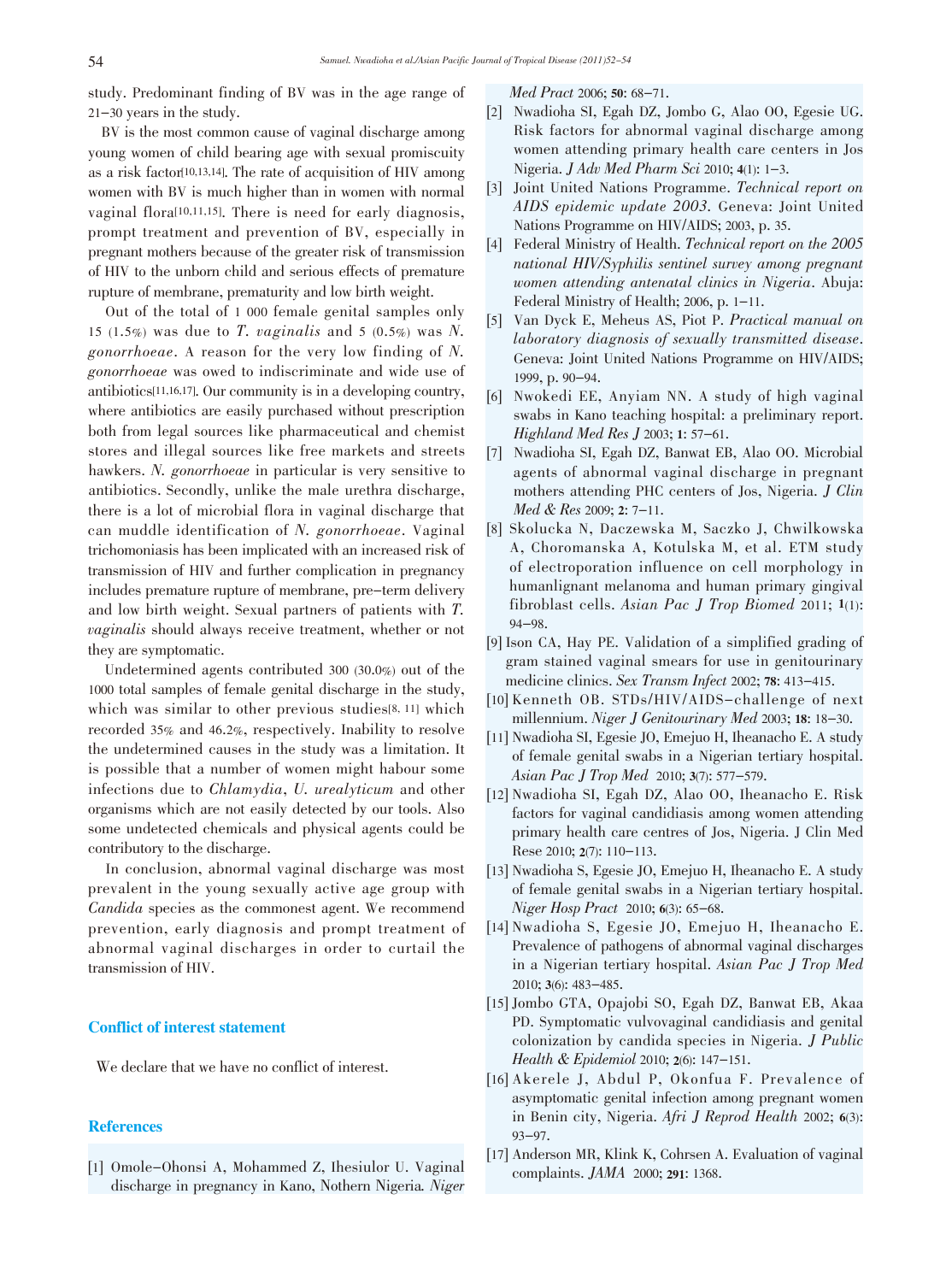study. Predominant finding of BV was in the age range of 21–30 years in the study.

BV is the most common cause of vaginal discharge among young women of child bearing age with sexual promiscuity as a risk factor[10,13,14]. The rate of acquisition of HIV among women with BV is much higher than in women with normal vaginal flora[10,11,15]. There is need for early diagnosis, prompt treatment and prevention of BV, especially in pregnant mothers because of the greater risk of transmission of HIV to the unborn child and serious effects of premature rupture of membrane, prematurity and low birth weight.

Out of the total of 1 000 female genital samples only 15 (1.5%) was due to *T. vaginalis* and 5 (0.5%) was *N. gonorrhoeae*. A reason for the very low finding of *N. gonorrhoeae* was owed to indiscriminate and wide use of antibiotics[11,16,17]. Our community is in a developing country, where antibiotics are easily purchased without prescription both from legal sources like pharmaceutical and chemist stores and illegal sources like free markets and streets hawkers. *N. gonorrhoeae* in particular is very sensitive to antibiotics. Secondly, unlike the male urethra discharge, there is a lot of microbial flora in vaginal discharge that can muddle identification of *N. gonorrhoeae*. Vaginal trichomoniasis has been implicated with an increased risk of transmission of HIV and further complication in pregnancy includes premature rupture of membrane, pre-term delivery and low birth weight. Sexual partners of patients with *T. vaginalis* should always receive treatment, whether or not they are symptomatic.

Undetermined agents contributed 300 (30.0%) out of the 1000 total samples of female genital discharge in the study, which was similar to other previous studies[8, 11] which recorded 35% and 46.2%, respectively. Inability to resolve the undetermined causes in the study was a limitation. It is possible that a number of women might habour some infections due to *Chlamydia*, *U. urealyticum* and other organisms which are not easily detected by our tools. Also some undetected chemicals and physical agents could be contributory to the discharge.

In conclusion, abnormal vaginal discharge was most prevalent in the young sexually active age group with *Candida* species as the commonest agent. We recommend prevention, early diagnosis and prompt treatment of abnormal vaginal discharges in order to curtail the transmission of HIV.

## Conflict of interest statement

We declare that we have no conflict of interest.

## References

[1] Omole-Ohonsi A, Mohammed Z, Ihesiulor U. Vaginal discharge in pregnancy in Kano, Nothern Nigeria. *Niger Med Pract* 2006; **50**: 68–71.

[2] Nwadioha SI, Egah DZ, Jombo G, Alao OO, Egesie UG. Risk factors for abnormal vaginal discharge among women attending primary health care centers in Jos Nigeria. *J Adv Med Pharm Sci* 2010; **4**(1): 1–3.

[3] Joint United Nations Programme. *Technical report on AIDS epidemic update 2003*. Geneva: Joint United Nations Programme on HIV/AIDS; 2003, p. 35.

[4] Federal Ministry of Health. *Technical report on the 2005 national HIV/Syphilis sentinel survey among pregnant women attending antenatal clinics in Nigeria*. Abuja: Federal Ministry of Health; 2006, p. 1–11.

[5] Van Dyck E, Meheus AS, Piot P. *Practical manual on laboratory diagnosis of sexually transmitted disease*. Geneva: Joint United Nations Programme on HIV/AIDS; 1999, p. 90–94.

[6] Nwokedi EE, Anyiam NN. A study of high vaginal swabs in Kano teaching hospital: a preliminary report. *Highland Med Res J* 2003; **1**: 57–61.

[7] Nwadioha SI, Egah DZ, Banwat EB, Alao OO. Microbial agents of abnormal vaginal discharge in pregnant mothers attending PHC centers of Jos, Nigeria. *J Clin Med & Res* 2009; **2**: 7–11.

[8] Skolucka N, Daczewska M, Saczko J, Chwilkowska A, Choromanska A, Kotulska M, et al. ETM study of electroporation influence on cell morphology in humanlignant melanoma and human primary gingival fibroblast cells. *Asian Pac J Trop Biomed* 2011; **1**(1): 94–98.

[9] Ison CA, Hay PE. Validation of a simplified grading of gram stained vaginal smears for use in genitourinary medicine clinics. *Sex Transm Infect* 2002; **78**: 413–415.

[10] Kenneth OB. STDs/HIV/AIDS-challenge of next millennium. *Niger J Genitourinary Med* 2003; **18**: 18–30.

[11] Nwadioha SI, Egesie JO, Emejuo H, Iheanacho E. A study of female genital swabs in a Nigerian tertiary hospital. *Asian Pac J Trop Med* 2010; **3**(7): 577–579.

[12] Nwadioha SI, Egah DZ, Alao OO, Iheanacho E. Risk factors for vaginal candidiasis among women attending primary health care centres of Jos, Nigeria. J Clin Med Rese 2010; **2**(7): 110–113.

[13] Nwadioha S, Egesie JO, Emejuo H, Iheanacho E. A study of female genital swabs in a Nigerian tertiary hospital. *Niger Hosp Pract* 2010; **6**(3): 65–68.

[14] Nwadioha S, Egesie JO, Emejuo H, Iheanacho E. Prevalence of pathogens of abnormal vaginal discharges in a Nigerian tertiary hospital. *Asian Pac J Trop Med* 2010; **3**(6): 483–485.

[15] Jombo GTA, Opajobi SO, Egah DZ, Banwat EB, Akaa PD. Symptomatic vulvovaginal candidiasis and genital colonization by candida species in Nigeria. *J Public Health & Epidemiol* 2010; **2**(6): 147–151.

[16] Akerele J, Abdul P, Okonfua F. Prevalence of asymptomatic genital infection among pregnant women in Benin city, Nigeria. *Afri J Reprod Health* 2002; **6**(3): 93–97.

[17] Anderson MR, Klink K, Cohrsen A. Evaluation of vaginal complaints. *JAMA* 2000; **291**: 1368.